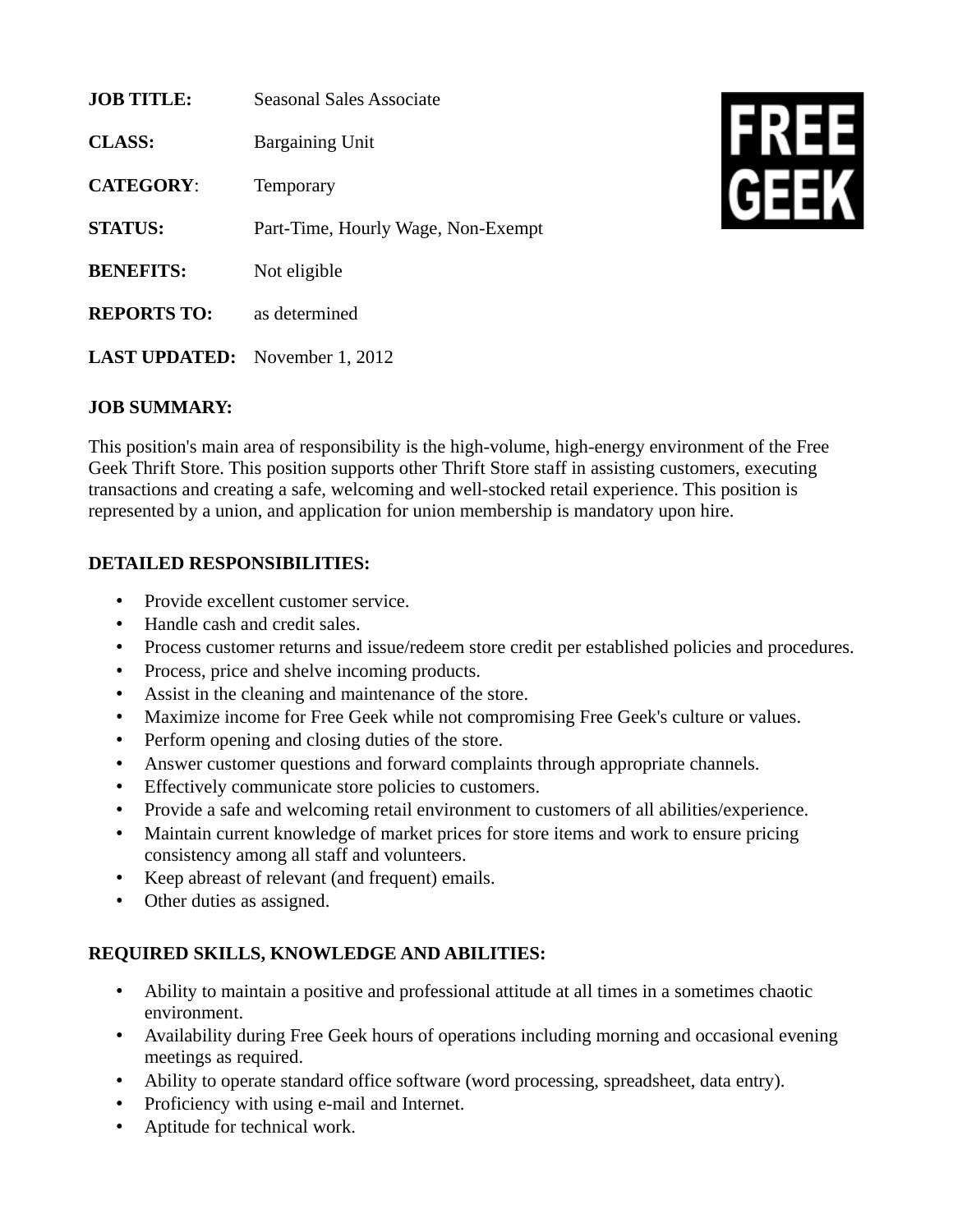**JOB TITLE:** Seasonal Sales Associate

**CLASS:** Bargaining Unit

**CATEGORY**: Temporary

**STATUS:** Part-Time, Hourly Wage, Non-Exempt

**BENEFITS:** Not eligible

**REPORTS TO:** as determined

**LAST UPDATED:** November 1, 2012

FREE GEEK

**JOB SUMMARY:**

This position's main area of responsibility is the high-volume, high-energy environment of the Free Geek Thrift Store. This position supports other Thrift Store staff in assisting customers, executing transactions and creating a safe, welcoming and well-stocked retail experience. This position is represented by a union, and application for union membership is mandatory upon hire.

**DETAILED RESPONSIBILITIES:**

- Provide excellent customer service.
- Handle cash and credit sales.
- Process customer returns and issue/redeem store credit per established policies and procedures.
- Process, price and shelve incoming products.
- Assist in the cleaning and maintenance of the store.
- Maximize income for Free Geek while not compromising Free Geek's culture or values.
- Perform opening and closing duties of the store.
- Answer customer questions and forward complaints through appropriate channels.
- Effectively communicate store policies to customers.
- Provide a safe and welcoming retail environment to customers of all abilities/experience.
- Maintain current knowledge of market prices for store items and work to ensure pricing consistency among all staff and volunteers.
- Keep abreast of relevant (and frequent) emails.
- Other duties as assigned.

**REQUIRED SKILLS, KNOWLEDGE AND ABILITIES:**

- Ability to maintain a positive and professional attitude at all times in a sometimes chaotic environment.
- Availability during Free Geek hours of operations including morning and occasional evening meetings as required.
- Ability to operate standard office software (word processing, spreadsheet, data entry).
- Proficiency with using e-mail and Internet.
- Aptitude for technical work.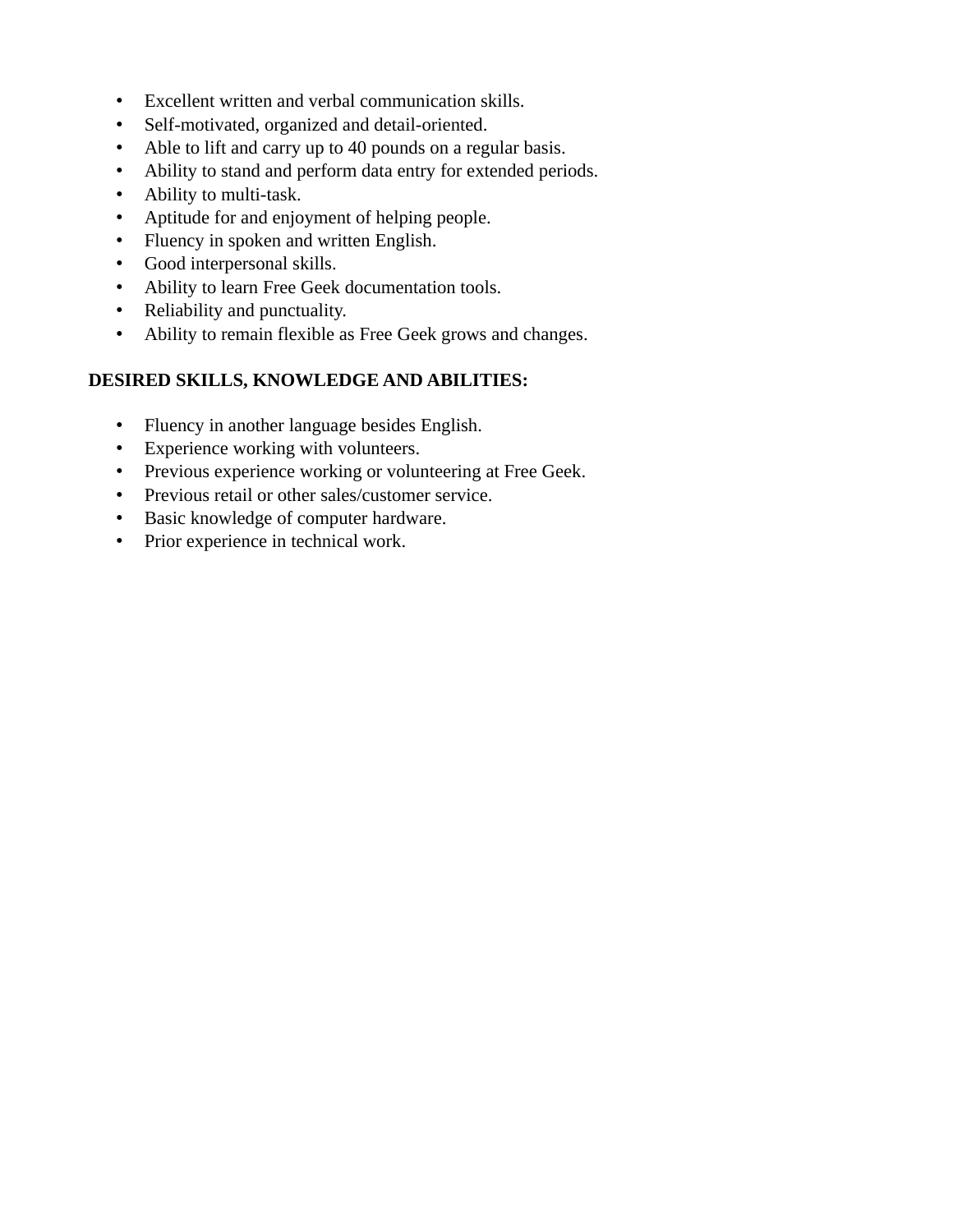- Excellent written and verbal communication skills.
- Self-motivated, organized and detail-oriented.
- Able to lift and carry up to 40 pounds on a regular basis.
- Ability to stand and perform data entry for extended periods.
- Ability to multi-task.
- Aptitude for and enjoyment of helping people.
- Fluency in spoken and written English.
- Good interpersonal skills.
- Ability to learn Free Geek documentation tools.
- Reliability and punctuality.
- Ability to remain flexible as Free Geek grows and changes.

**DESIRED SKILLS, KNOWLEDGE AND ABILITIES:**

- Fluency in another language besides English.
- Experience working with volunteers.
- Previous experience working or volunteering at Free Geek.
- Previous retail or other sales/customer service.
- Basic knowledge of computer hardware.
- Prior experience in technical work.